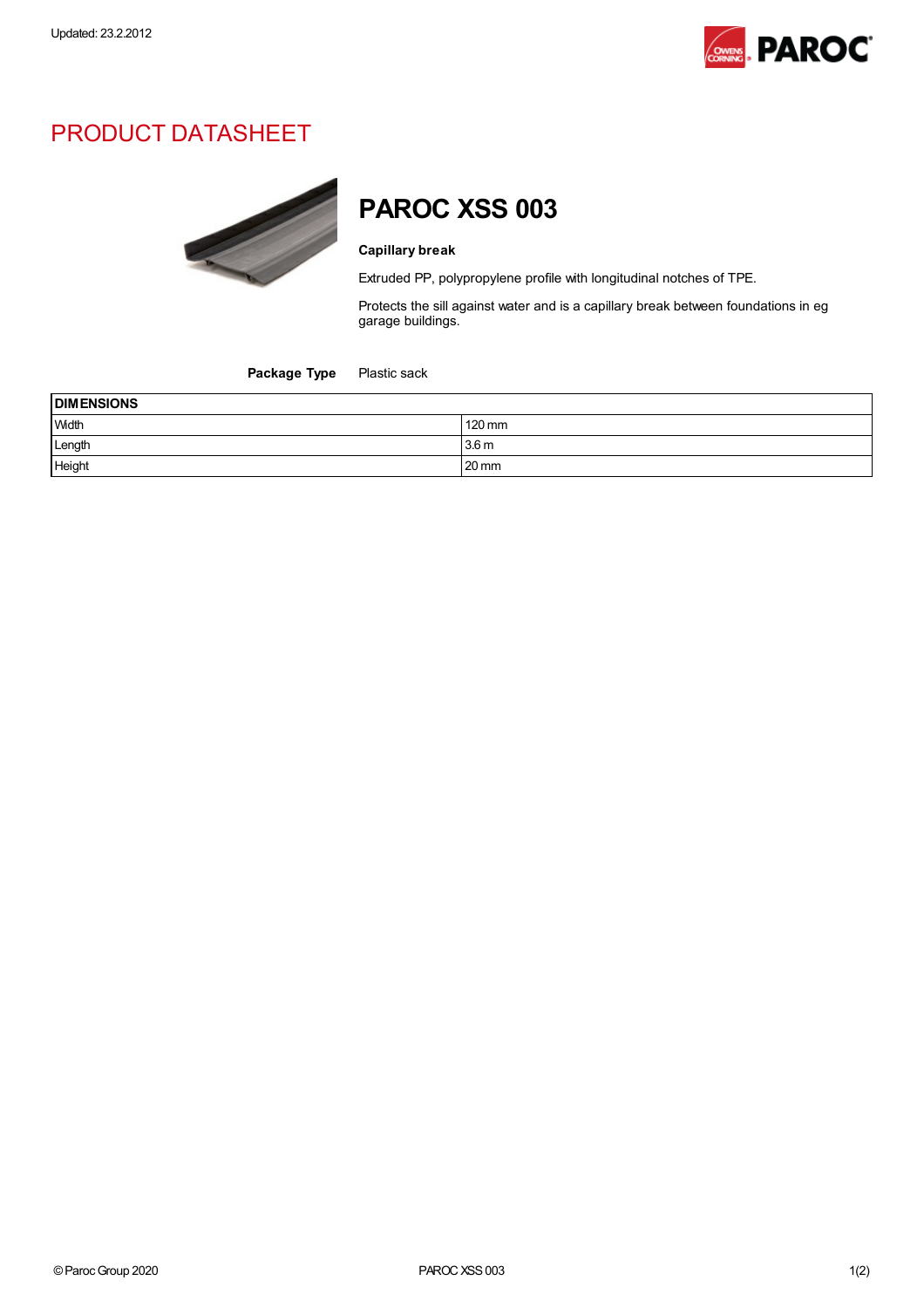Updated: 23.2.2012

# PRODUCT DATASHEET

## PAROC XSS 003

**Capillary break**

Extruded PP, polypropylene profile with longitudinal notches of TPE.

Protects the sill against water and is a capillary break between foundations in eg garage buildings.

**Package Type** Plastic sack

| DIMENSIONS | |
|---|---|
| Width | 120 mm |
| Length | 3.6 m |
| Height | 20 mm |

© Paroc Group 2020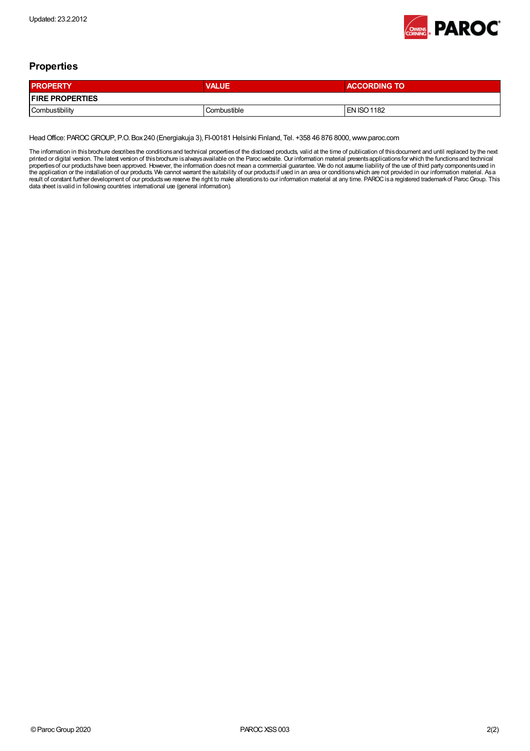Updated: 23.2.2012

## Properties

| PROPERTY | VALUE | ACCORDING TO |
| --- | --- | --- |
| **FIRE PROPERTIES** | | |
| Combustibility | Combustible | EN ISO 1182 |

Head Office: PAROC GROUP, P.O. Box 240 (Energiakuja 3), FI-00181 Helsinki Finland, Tel. +358 46 876 8000, www.paroc.com

The information in this brochure describes the conditions and technical properties of the disclosed products, valid at the time of publication of this document and until replaced by the next printed or digital version. The latest version of this brochure is always available on the Paroc website. Our information material presents applications for which the functions and technical properties of our products have been approved. However, the information does not mean a commercial guarantee. We do not assume liability of the use of third party components used in the application or the installation of our products. We cannot warrant the suitability of our products if used in an area or conditions which are not provided in our information material. As a result of constant further development of our products we reserve the right to make alterations to our information material at any time. PAROC is a registered trademark of Paroc Group. This data sheet is valid in following countries: international use (general information).

© Paroc Group 2020 PAROC XSS 003